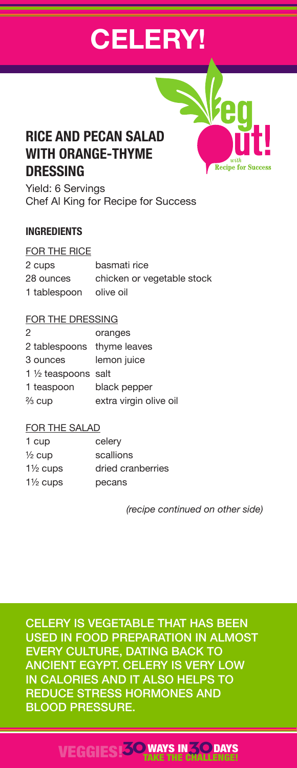# CELERY!

## RICE AND PECAN SALAD WITH ORANGE-THYME DRESSING

Yield: 6 Servings
Chef Al King for Recipe for Success

### INGREDIENTS

FOR THE RICE

| | |
|---|---|
| 2 cups | basmati rice |
| 28 ounces | chicken or vegetable stock |
| 1 tablespoon | olive oil |

FOR THE DRESSING

| | |
|---|---|
| 2 | oranges |
| 2 tablespoons | thyme leaves |
| 3 ounces | lemon juice |
| 1 ½ teaspoons | salt |
| 1 teaspoon | black pepper |
| ⅔ cup | extra virgin olive oil |

FOR THE SALAD

| | |
|---|---|
| 1 cup | celery |
| ½ cup | scallions |
| 1½ cups | dried cranberries |
| 1½ cups | pecans |

*(recipe continued on other side)*

CELERY IS VEGETABLE THAT HAS BEEN USED IN FOOD PREPARATION IN ALMOST EVERY CULTURE, DATING BACK TO ANCIENT EGYPT. CELERY IS VERY LOW IN CALORIES AND IT ALSO HELPS TO REDUCE STRESS HORMONES AND BLOOD PRESSURE.

VEGGIES! 30 WAYS IN 30 DAYS TAKE THE CHALLENGE!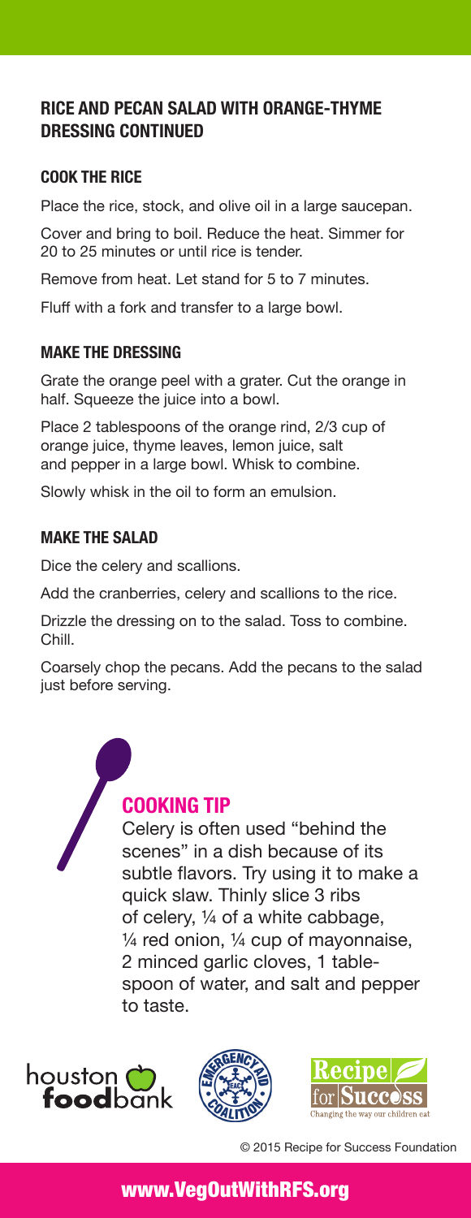## RICE AND PECAN SALAD WITH ORANGE-THYME DRESSING CONTINUED

### COOK THE RICE

Place the rice, stock, and olive oil in a large saucepan.

Cover and bring to boil. Reduce the heat. Simmer for 20 to 25 minutes or until rice is tender.

Remove from heat. Let stand for 5 to 7 minutes.

Fluff with a fork and transfer to a large bowl.

### MAKE THE DRESSING

Grate the orange peel with a grater. Cut the orange in half. Squeeze the juice into a bowl.

Place 2 tablespoons of the orange rind, 2/3 cup of orange juice, thyme leaves, lemon juice, salt and pepper in a large bowl. Whisk to combine.

Slowly whisk in the oil to form an emulsion.

### MAKE THE SALAD

Dice the celery and scallions.

Add the cranberries, celery and scallions to the rice.

Drizzle the dressing on to the salad. Toss to combine. Chill.

Coarsely chop the pecans. Add the pecans to the salad just before serving.

### COOKING TIP

Celery is often used "behind the scenes" in a dish because of its subtle flavors. Try using it to make a quick slaw. Thinly slice 3 ribs of celery, ¼ of a white cabbage, ¼ red onion, ¼ cup of mayonnaise, 2 minced garlic cloves, 1 tablespoon of water, and salt and pepper to taste.

houston foodbank

Emergency Aid Coalition

Recipe for Success — Changing the way our children eat

© 2015 Recipe for Success Foundation

www.VegOutWithRFS.org